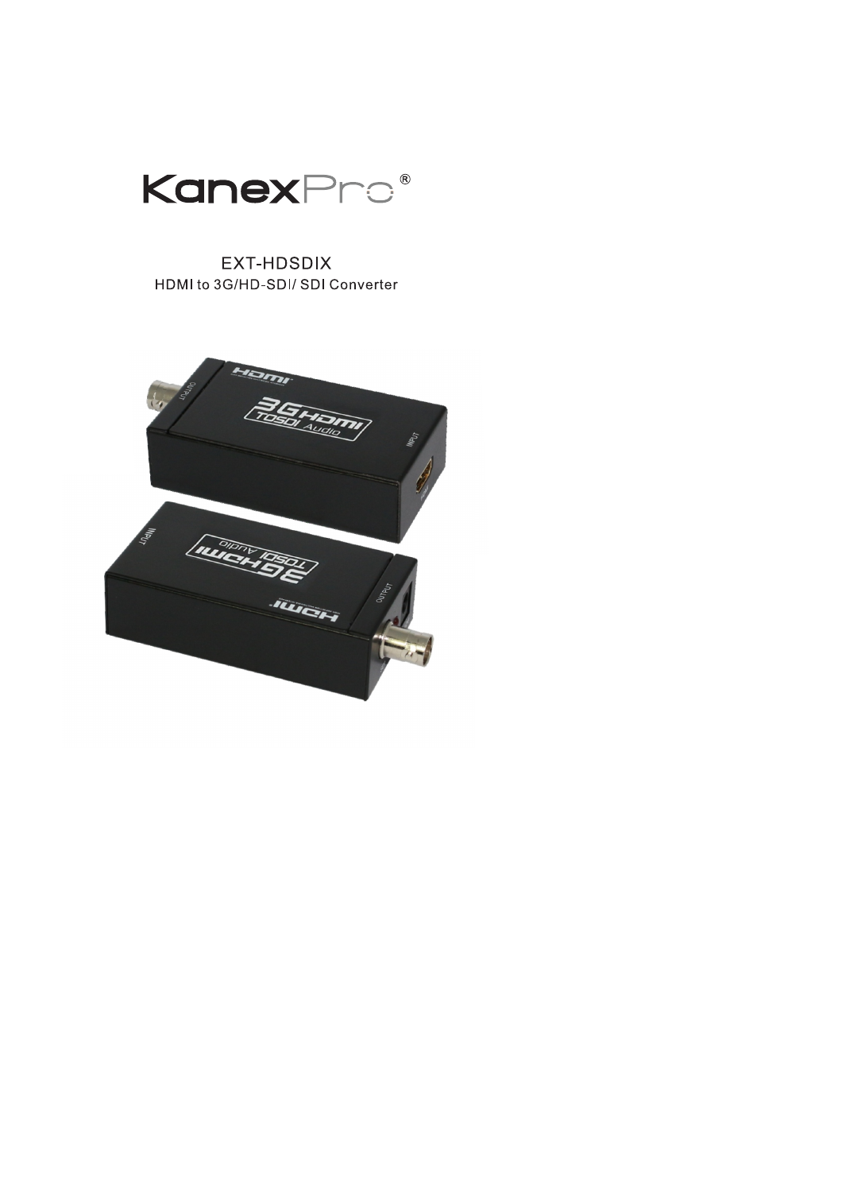KanexPro®

# EXT-HDSDIX

HDMI to 3G/HD-SDI/ SDI Converter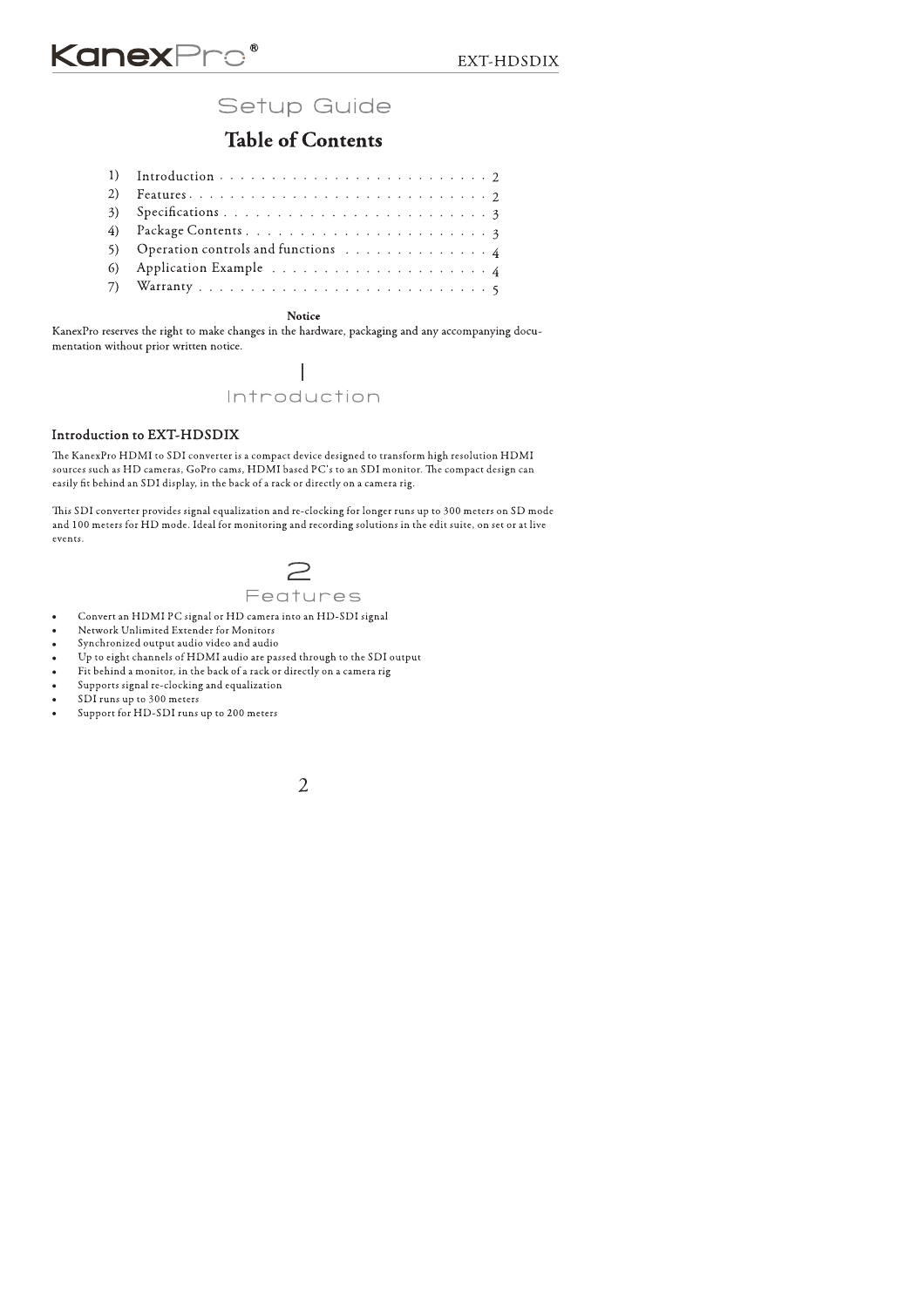# KanexPro®

# Setup Guide

## Table of Contents

1) Introduction . . . . . . . . . . . . . . . . . . . . . . . . . . 2
2) Features . . . . . . . . . . . . . . . . . . . . . . . . . . . . 2
3) Specifications . . . . . . . . . . . . . . . . . . . . . . . . . 3
4) Package Contents . . . . . . . . . . . . . . . . . . . . . . . 3
5) Operation controls and functions . . . . . . . . . . . . . . 4
6) Application Example . . . . . . . . . . . . . . . . . . . . . 4
7) Warranty . . . . . . . . . . . . . . . . . . . . . . . . . . . 5

**Notice**

KanexPro reserves the right to make changes in the hardware, packaging and any accompanying documentation without prior written notice.

# 1 Introduction

### Introduction to EXT-HDSDIX

The KanexPro HDMI to SDI converter is a compact device designed to transform high resolution HDMI sources such as HD cameras, GoPro cams, HDMI based PC's to an SDI monitor. The compact design can easily fit behind an SDI display, in the back of a rack or directly on a camera rig.

This SDI converter provides signal equalization and re-clocking for longer runs up to 300 meters on SD mode and 100 meters for HD mode. Ideal for monitoring and recording solutions in the edit suite, on set or at live events.

# 2 Features

- Convert an HDMI PC signal or HD camera into an HD-SDI signal
- Network Unlimited Extender for Monitors
- Synchronized output audio video and audio
- Up to eight channels of HDMI audio are passed through to the SDI output
- Fit behind a monitor, in the back of a rack or directly on a camera rig
- Supports signal re-clocking and equalization
- SDI runs up to 300 meters
- Support for HD-SDI runs up to 200 meters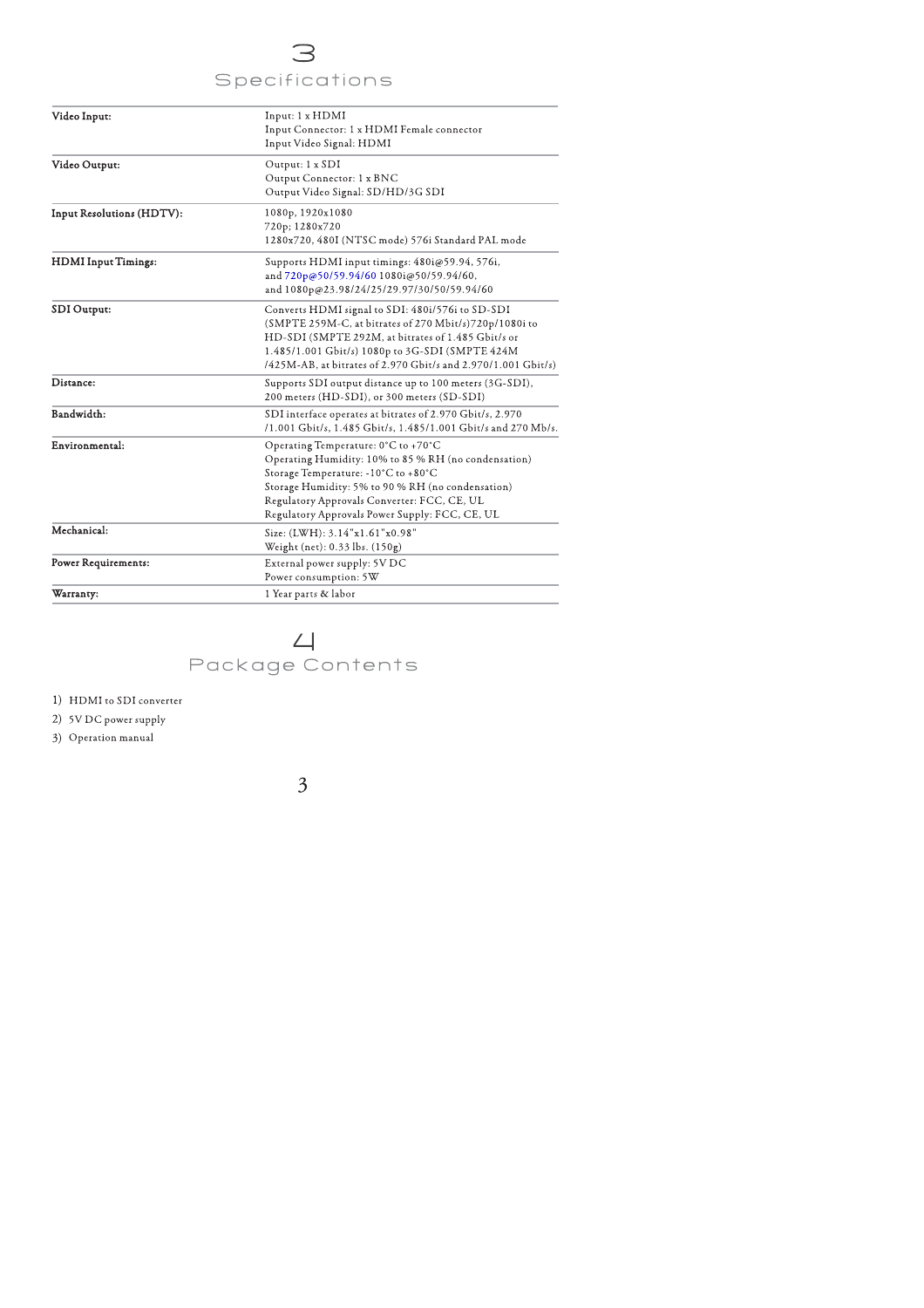# 3 Specifications

| | |
|---|---|
| **Video Input:** | Input: 1 x HDMI<br>Input Connector: 1 x HDMI Female connector<br>Input Video Signal: HDMI |
| **Video Output:** | Output: 1 x SDI<br>Output Connector: 1 x BNC<br>Output Video Signal: SD/HD/3G SDI |
| **Input Resolutions (HDTV):** | 1080p, 1920x1080<br>720p; 1280x720<br>1280x720, 480I (NTSC mode) 576i Standard PAL mode |
| **HDMI Input Timings:** | Supports HDMI input timings: 480i@59.94, 576i, and 720p@50/59.94/60 1080i@50/59.94/60, and 1080p@23.98/24/25/29.97/30/50/59.94/60 |
| **SDI Output:** | Converts HDMI signal to SDI: 480i/576i to SD-SDI (SMPTE 259M-C, at bitrates of 270 Mbit/s)720p/1080i to HD-SDI (SMPTE 292M, at bitrates of 1.485 Gbit/s or 1.485/1.001 Gbit/s) 1080p to 3G-SDI (SMPTE 424M /425M-AB, at bitrates of 2.970 Gbit/s and 2.970/1.001 Gbit/s) |
| **Distance:** | Supports SDI output distance up to 100 meters (3G-SDI), 200 meters (HD-SDI), or 300 meters (SD-SDI) |
| **Bandwidth:** | SDI interface operates at bitrates of 2.970 Gbit/s, 2.970 /1.001 Gbit/s, 1.485 Gbit/s, 1.485/1.001 Gbit/s and 270 Mb/s. |
| **Environmental:** | Operating Temperature: 0°C to +70°C<br>Operating Humidity: 10% to 85 % RH (no condensation)<br>Storage Temperature: -10°C to +80°C<br>Storage Humidity: 5% to 90 % RH (no condensation)<br>Regulatory Approvals Converter: FCC, CE, UL<br>Regulatory Approvals Power Supply: FCC, CE, UL |
| **Mechanical:** | Size: (LWH): 3.14"x1.61"x0.98"<br>Weight (net): 0.33 lbs. (150g) |
| **Power Requirements:** | External power supply: 5V DC<br>Power consumption: 5W |
| **Warranty:** | 1 Year parts & labor |

# 4 Package Contents

1) HDMI to SDI converter
2) 5V DC power supply
3) Operation manual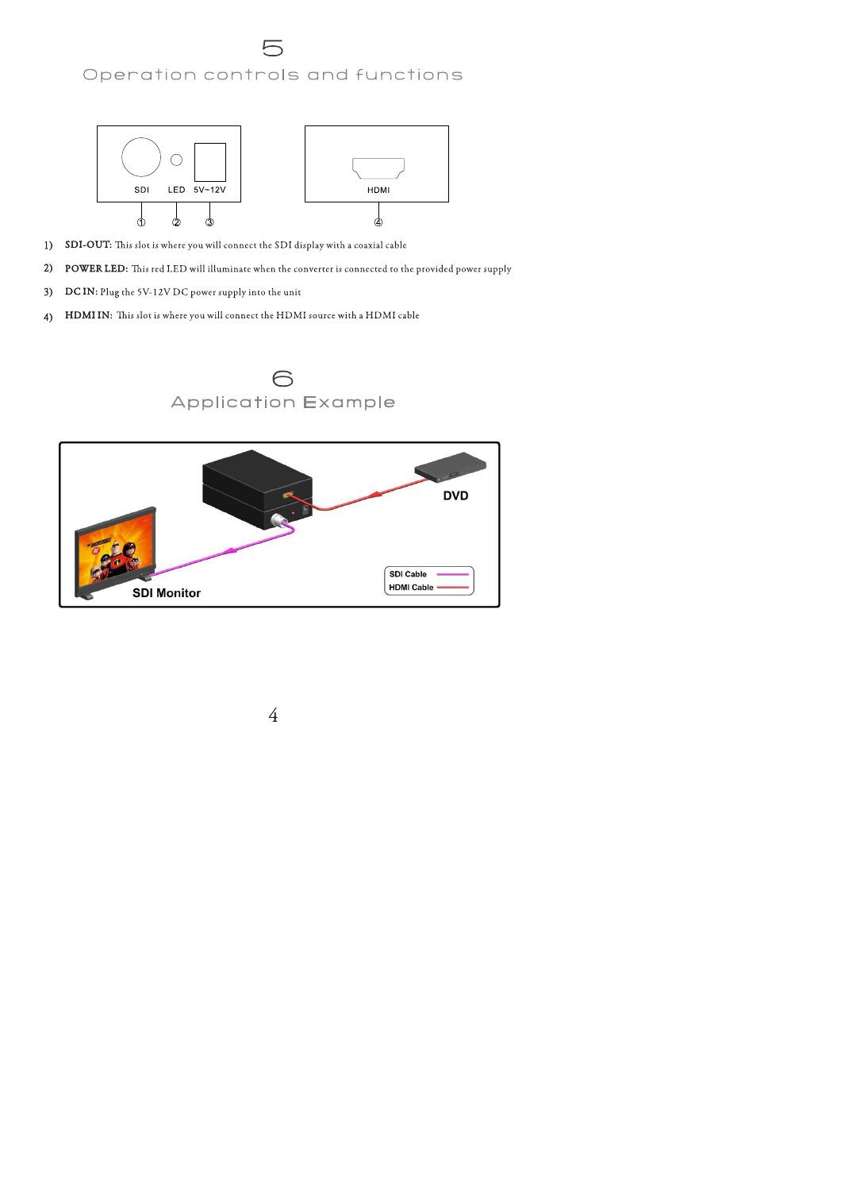# 5

## Operation controls and functions

1) **SDI-OUT:** This slot is where you will connect the SDI display with a coaxial cable
2) **POWER LED:** This red LED will illuminate when the converter is connected to the provided power supply
3) **DC IN:** Plug the 5V-12V DC power supply into the unit
4) **HDMI IN:** This slot is where you will connect the HDMI source with a HDMI cable

# 6

## Application Example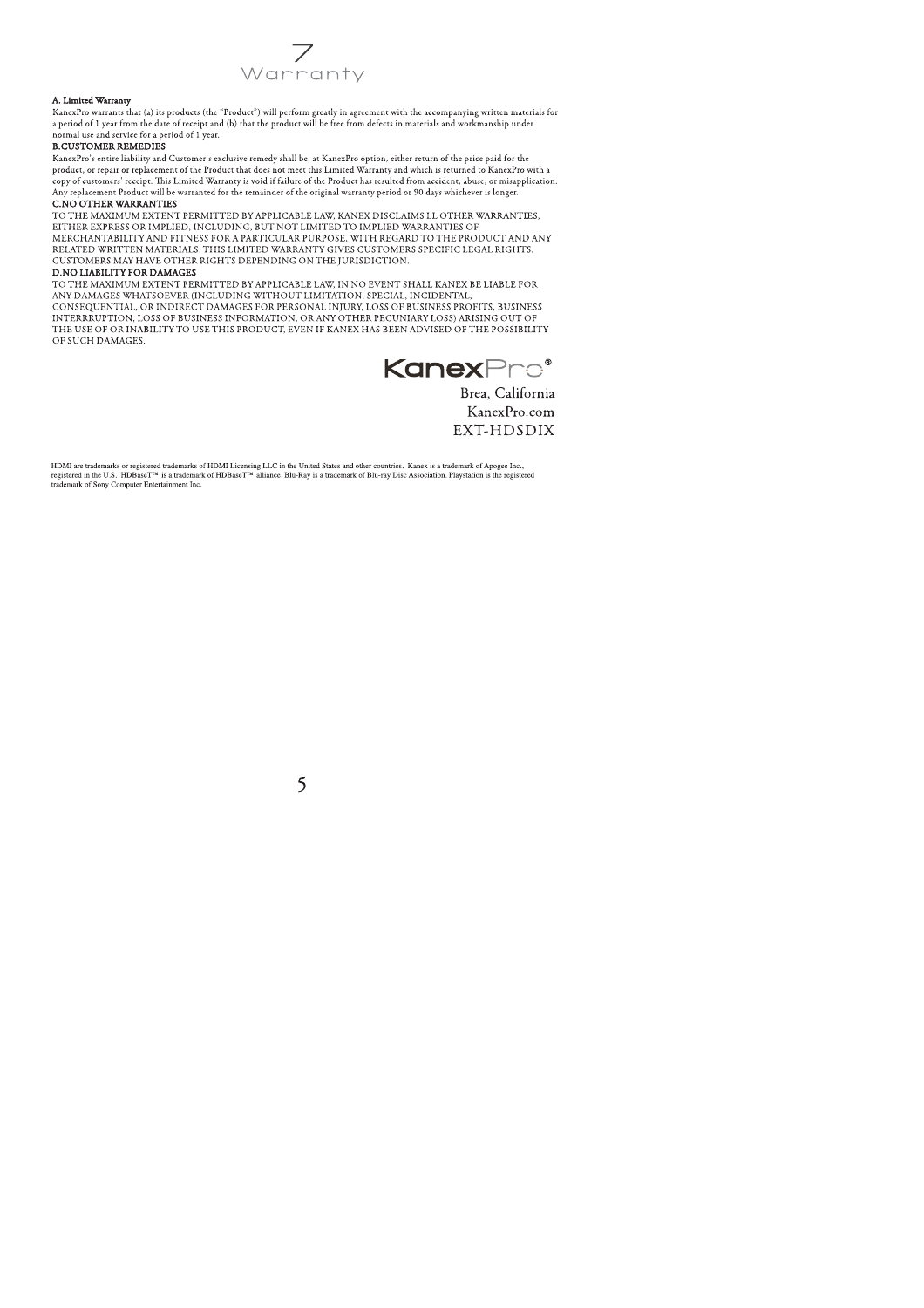# 7 Warranty

**A. Limited Warranty**

KanexPro warrants that (a) its products (the "Product") will perform greatly in agreement with the accompanying written materials for a period of 1 year from the date of receipt and (b) that the product will be free from defects in materials and workmanship under normal use and service for a period of 1 year.

**B.CUSTOMER REMEDIES**

KanexPro's entire liability and Customer's exclusive remedy shall be, at KanexPro option, either return of the price paid for the product, or repair or replacement of the Product that does not meet this Limited Warranty and which is returned to KanexPro with a copy of customers' receipt. This Limited Warranty is void if failure of the Product has resulted from accident, abuse, or misapplication. Any replacement Product will be warranted for the remainder of the original warranty period or 90 days whichever is longer.

**C.NO OTHER WARRANTIES**

TO THE MAXIMUM EXTENT PERMITTED BY APPLICABLE LAW, KANEX DISCLAIMS LL OTHER WARRANTIES, EITHER EXPRESS OR IMPLIED, INCLUDING, BUT NOT LIMITED TO IMPLIED WARRANTIES OF MERCHANTABILITY AND FITNESS FOR A PARTICULAR PURPOSE, WITH REGARD TO THE PRODUCT AND ANY RELATED WRITTEN MATERIALS. THIS LIMITED WARRANTY GIVES CUSTOMERS SPECIFIC LEGAL RIGHTS. CUSTOMERS MAY HAVE OTHER RIGHTS DEPENDING ON THE JURISDICTION.

**D.NO LIABILITY FOR DAMAGES**

TO THE MAXIMUM EXTENT PERMITTED BY APPLICABLE LAW, IN NO EVENT SHALL KANEX BE LIABLE FOR ANY DAMAGES WHATSOEVER (INCLUDING WITHOUT LIMITATION, SPECIAL, INCIDENTAL, CONSEQUENTIAL, OR INDIRECT DAMAGES FOR PERSONAL INJURY, LOSS OF BUSINESS PROFITS, BUSINESS INTERRRUPTION, LOSS OF BUSINESS INFORMATION, OR ANY OTHER PECUNIARY LOSS) ARISING OUT OF THE USE OF OR INABILITY TO USE THIS PRODUCT, EVEN IF KANEX HAS BEEN ADVISED OF THE POSSIBILITY OF SUCH DAMAGES.

KanexPro®

Brea, California
KanexPro.com
EXT-HDSDIX

HDMI are trademarks or registered trademarks of HDMI Licensing LLC in the United States and other countries. Kanex is a trademark of Apogee Inc., registered in the U.S. HDBaseT™ is a trademark of HDBaseT™ alliance. Blu-Ray is a trademark of Blu-ray Disc Association. Playstation is the registered trademark of Sony Computer Entertainment Inc.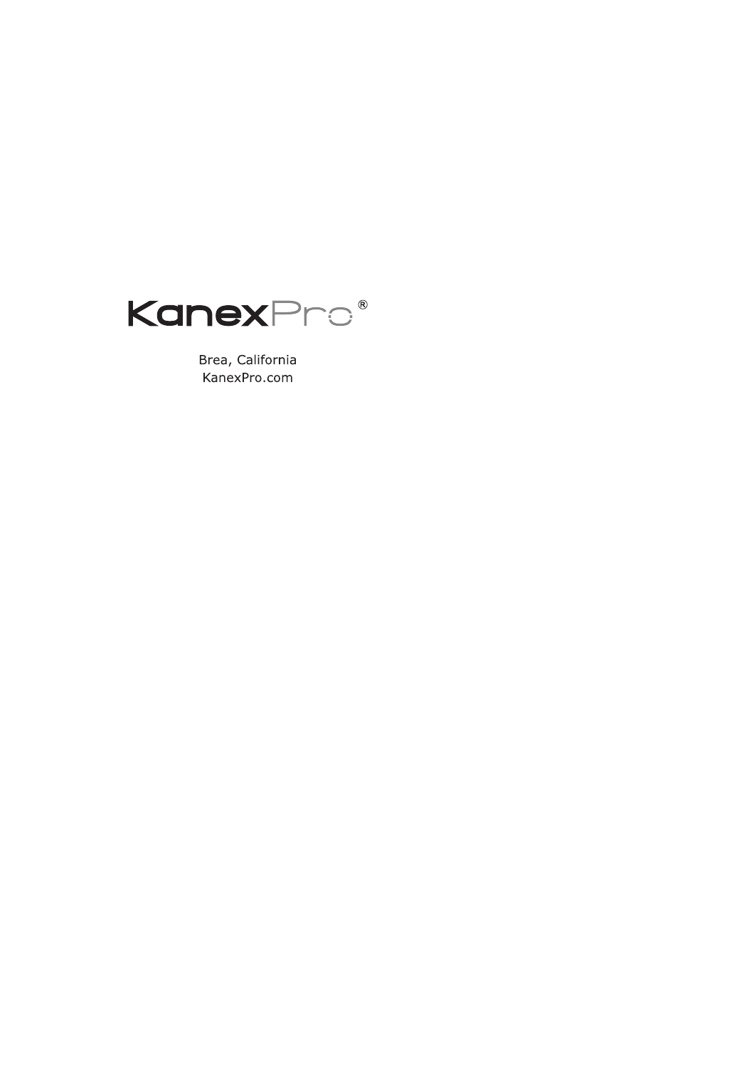KanexPro®

Brea, California
KanexPro.com